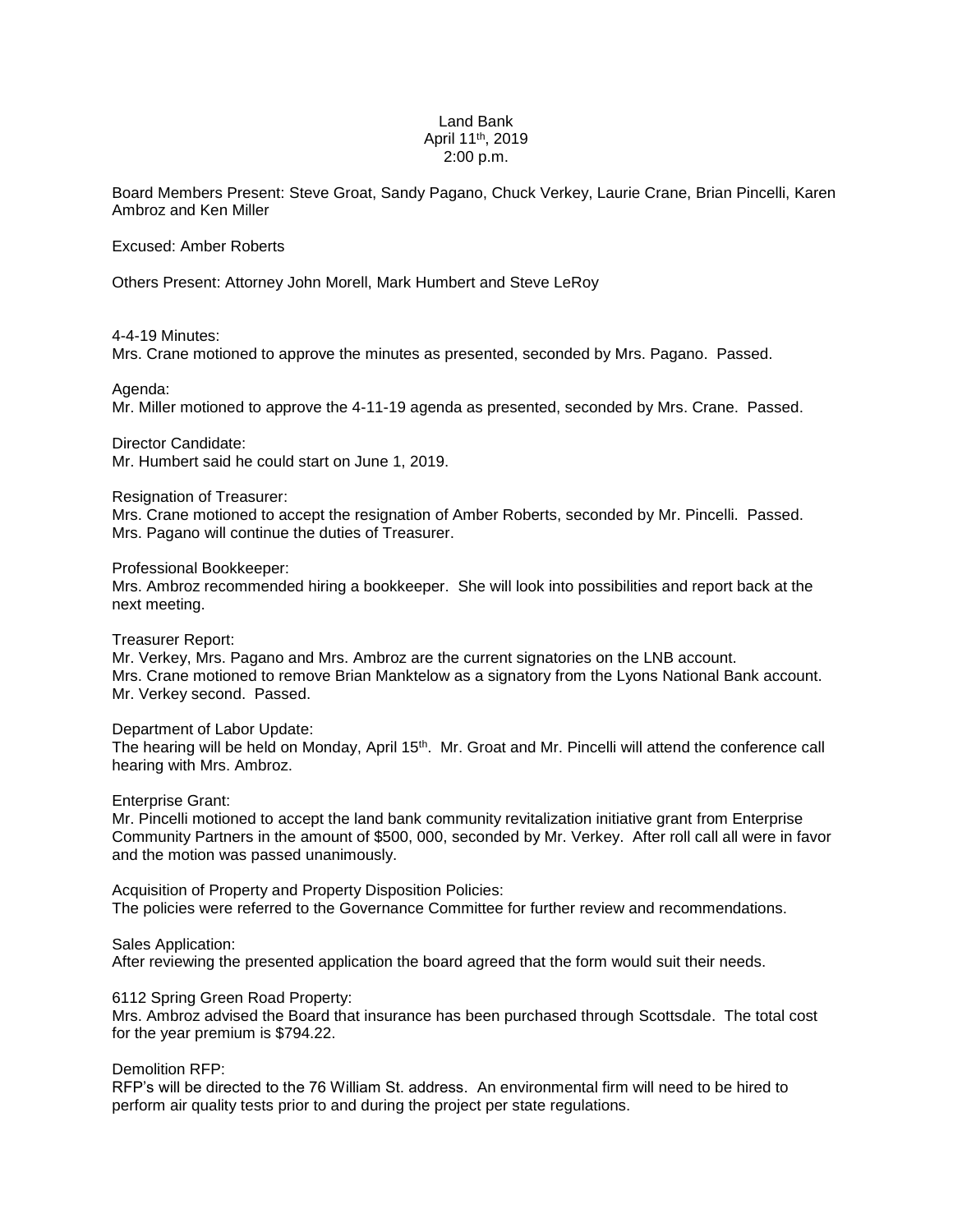Land Bank
April 11th, 2019
2:00 p.m.

Board Members Present: Steve Groat, Sandy Pagano, Chuck Verkey, Laurie Crane, Brian Pincelli, Karen Ambroz and Ken Miller

Excused: Amber Roberts

Others Present: Attorney John Morell, Mark Humbert and Steve LeRoy

4-4-19 Minutes:
Mrs. Crane motioned to approve the minutes as presented, seconded by Mrs. Pagano. Passed.

Agenda:
Mr. Miller motioned to approve the 4-11-19 agenda as presented, seconded by Mrs. Crane. Passed.

Director Candidate:
Mr. Humbert said he could start on June 1, 2019.

Resignation of Treasurer:
Mrs. Crane motioned to accept the resignation of Amber Roberts, seconded by Mr. Pincelli. Passed.
Mrs. Pagano will continue the duties of Treasurer.

Professional Bookkeeper:
Mrs. Ambroz recommended hiring a bookkeeper. She will look into possibilities and report back at the next meeting.

Treasurer Report:
Mr. Verkey, Mrs. Pagano and Mrs. Ambroz are the current signatories on the LNB account.
Mrs. Crane motioned to remove Brian Manktelow as a signatory from the Lyons National Bank account.
Mr. Verkey second. Passed.

Department of Labor Update:
The hearing will be held on Monday, April 15th. Mr. Groat and Mr. Pincelli will attend the conference call hearing with Mrs. Ambroz.

Enterprise Grant:
Mr. Pincelli motioned to accept the land bank community revitalization initiative grant from Enterprise Community Partners in the amount of $500, 000, seconded by Mr. Verkey. After roll call all were in favor and the motion was passed unanimously.

Acquisition of Property and Property Disposition Policies:
The policies were referred to the Governance Committee for further review and recommendations.

Sales Application:
After reviewing the presented application the board agreed that the form would suit their needs.

6112 Spring Green Road Property:
Mrs. Ambroz advised the Board that insurance has been purchased through Scottsdale. The total cost for the year premium is $794.22.

Demolition RFP:
RFP's will be directed to the 76 William St. address. An environmental firm will need to be hired to perform air quality tests prior to and during the project per state regulations.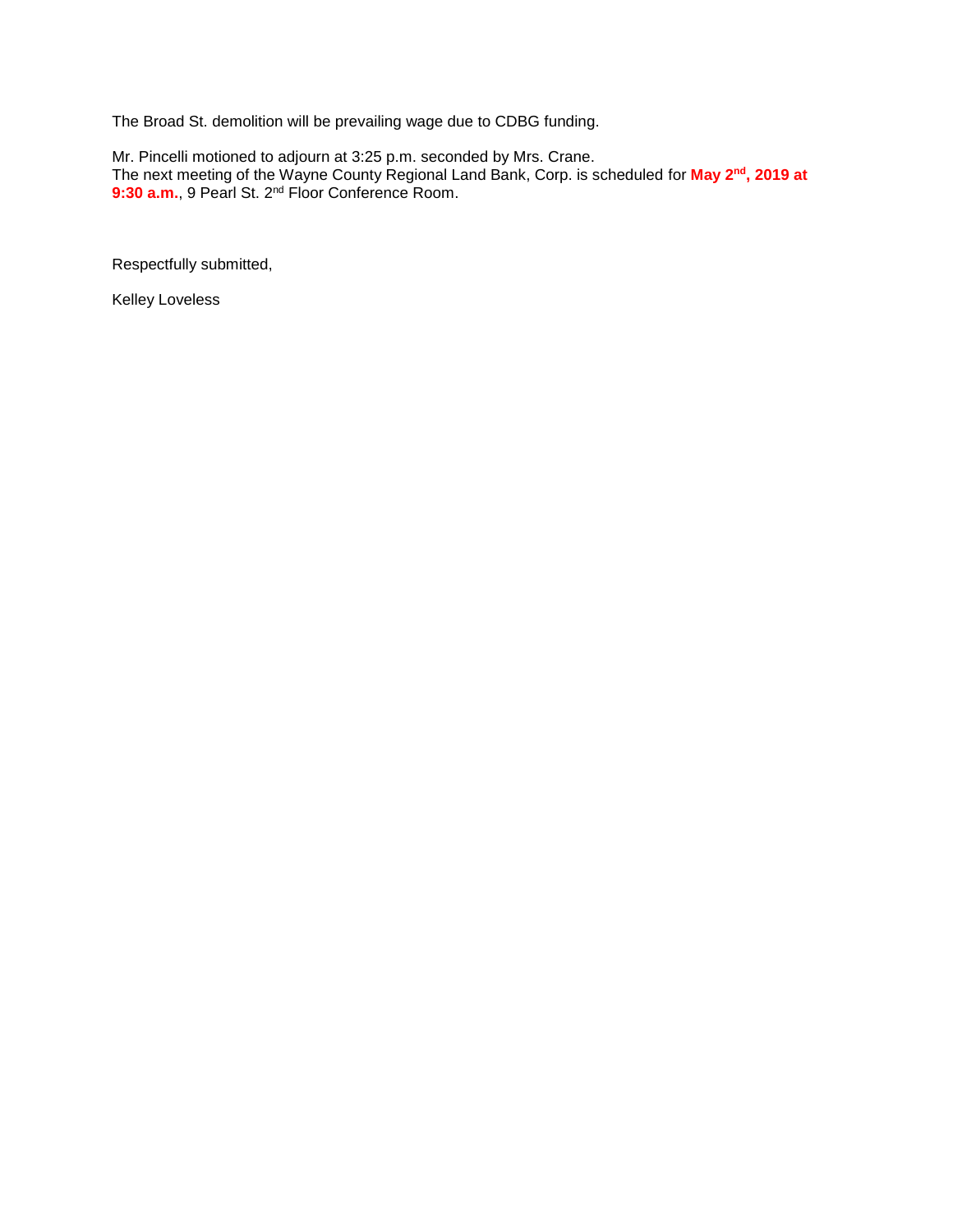The Broad St. demolition will be prevailing wage due to CDBG funding.

Mr. Pincelli motioned to adjourn at 3:25 p.m. seconded by Mrs. Crane.
The next meeting of the Wayne County Regional Land Bank, Corp. is scheduled for **May 2nd, 2019 at 9:30 a.m.**, 9 Pearl St. 2nd Floor Conference Room.

Respectfully submitted,

Kelley Loveless